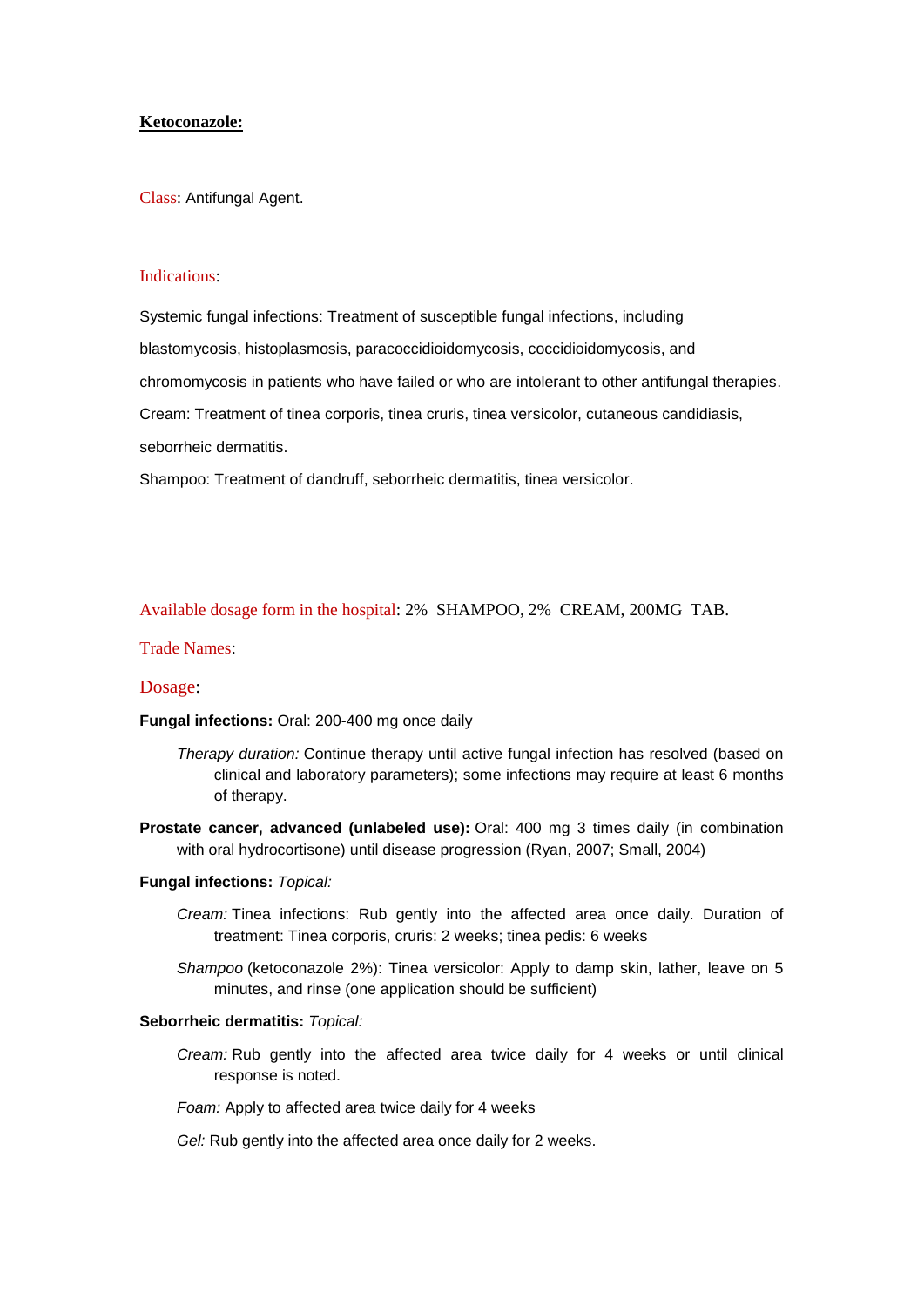# **Ketoconazole:**

Class: Antifungal Agent.

Indications:

Systemic fungal infections: Treatment of susceptible fungal infections, including blastomycosis, histoplasmosis, paracoccidioidomycosis, coccidioidomycosis, and chromomycosis in patients who have failed or who are intolerant to other antifungal therapies.

Cream: Treatment of tinea corporis, tinea cruris, tinea versicolor, cutaneous candidiasis, seborrheic dermatitis.

Shampoo: Treatment of dandruff, seborrheic dermatitis, tinea versicolor.

Available dosage form in the hospital: 2% SHAMPOO, 2% CREAM, 200MG TAB.

Trade Names:

Dosage:

**Fungal infections:** Oral: 200-400 mg once daily

*Therapy duration:* Continue therapy until active fungal infection has resolved (based on clinical and laboratory parameters); some infections may require at least 6 months of therapy.

**Prostate cancer, advanced (unlabeled use):** Oral: 400 mg 3 times daily (in combination with oral hydrocortisone) until disease progression (Ryan, 2007; Small, 2004)

**Fungal infections:** *Topical:*

*Cream:* Tinea infections: Rub gently into the affected area once daily. Duration of treatment: Tinea corporis, cruris: 2 weeks; tinea pedis: 6 weeks

*Shampoo* (ketoconazole 2%): Tinea versicolor: Apply to damp skin, lather, leave on 5 minutes, and rinse (one application should be sufficient)

**Seborrheic dermatitis:** *Topical:*

*Cream:* Rub gently into the affected area twice daily for 4 weeks or until clinical response is noted.

*Foam:* Apply to affected area twice daily for 4 weeks

*Gel:* Rub gently into the affected area once daily for 2 weeks.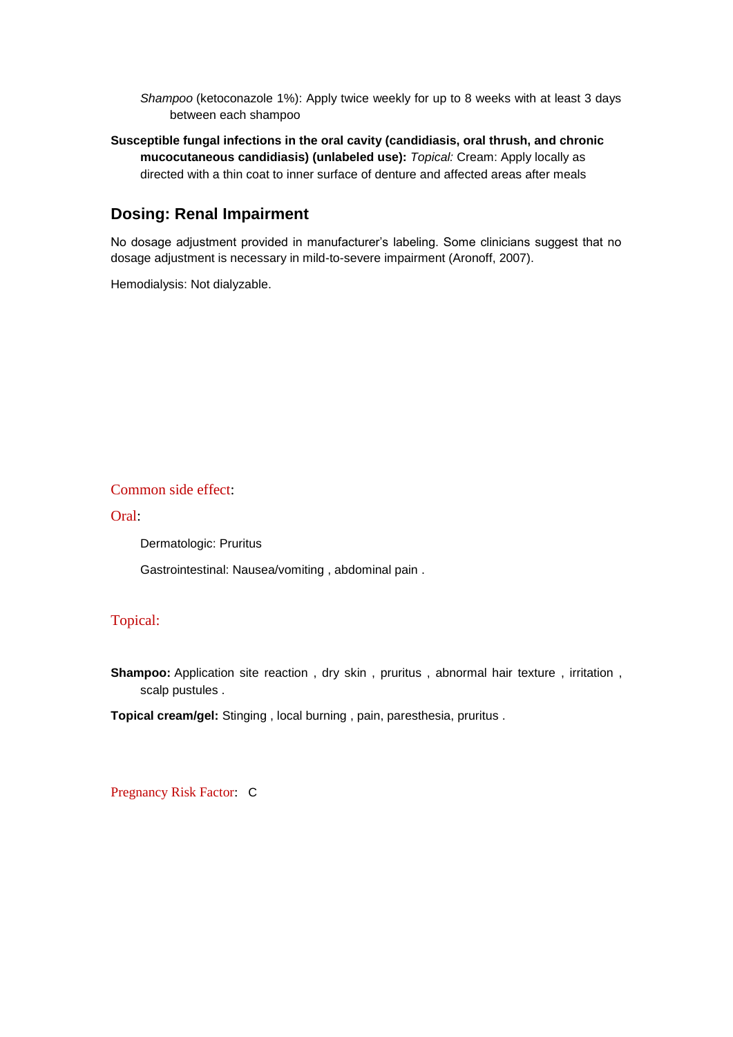*Shampoo* (ketoconazole 1%): Apply twice weekly for up to 8 weeks with at least 3 days between each shampoo

**Susceptible fungal infections in the oral cavity (candidiasis, oral thrush, and chronic mucocutaneous candidiasis) (unlabeled use):** *Topical:* Cream: Apply locally as directed with a thin coat to inner surface of denture and affected areas after meals

## Dosing: Renal Impairment

No dosage adjustment provided in manufacturer's labeling. Some clinicians suggest that no dosage adjustment is necessary in mild-to-severe impairment (Aronoff, 2007).

Hemodialysis: Not dialyzable.

Common side effect:

Oral:

Dermatologic: Pruritus

Gastrointestinal: Nausea/vomiting , abdominal pain .

Topical:

**Shampoo:** Application site reaction , dry skin , pruritus , abnormal hair texture , irritation , scalp pustules .

**Topical cream/gel:** Stinging , local burning , pain, paresthesia, pruritus .

Pregnancy Risk Factor: C